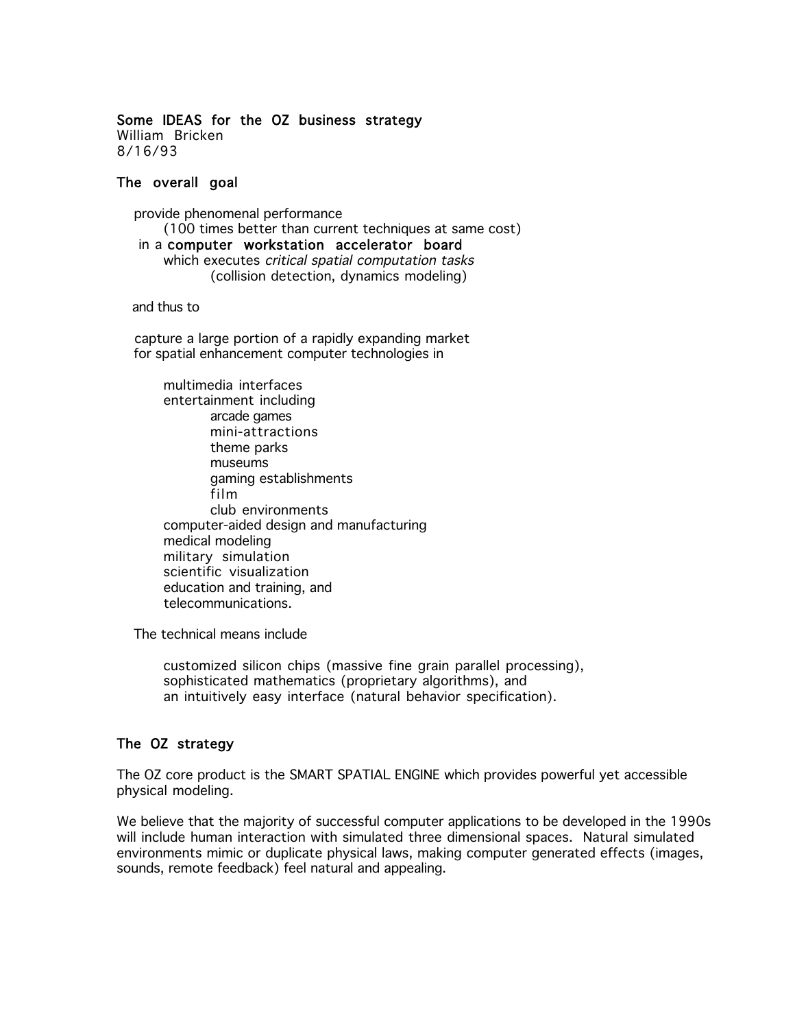## Some IDEAS for the OZ business strategy

William Bricken
8/16/93

### The overall goal

provide phenomenal performance
(100 times better than current techniques at same cost)
in a **computer workstation accelerator board**
which executes *critical spatial computation tasks*
(collision detection, dynamics modeling)

and thus to

capture a large portion of a rapidly expanding market
for spatial enhancement computer technologies in

- multimedia interfaces
- entertainment including
  - arcade games
  - mini-attractions
  - theme parks
  - museums
  - gaming establishments
  - film
  - club environments
- computer-aided design and manufacturing
- medical modeling
- military simulation
- scientific visualization
- education and training, and
- telecommunications.

The technical means include

- customized silicon chips (massive fine grain parallel processing),
- sophisticated mathematics (proprietary algorithms), and
- an intuitively easy interface (natural behavior specification).

### The OZ strategy

The OZ core product is the SMART SPATIAL ENGINE which provides powerful yet accessible physical modeling.

We believe that the majority of successful computer applications to be developed in the 1990s will include human interaction with simulated three dimensional spaces. Natural simulated environments mimic or duplicate physical laws, making computer generated effects (images, sounds, remote feedback) feel natural and appealing.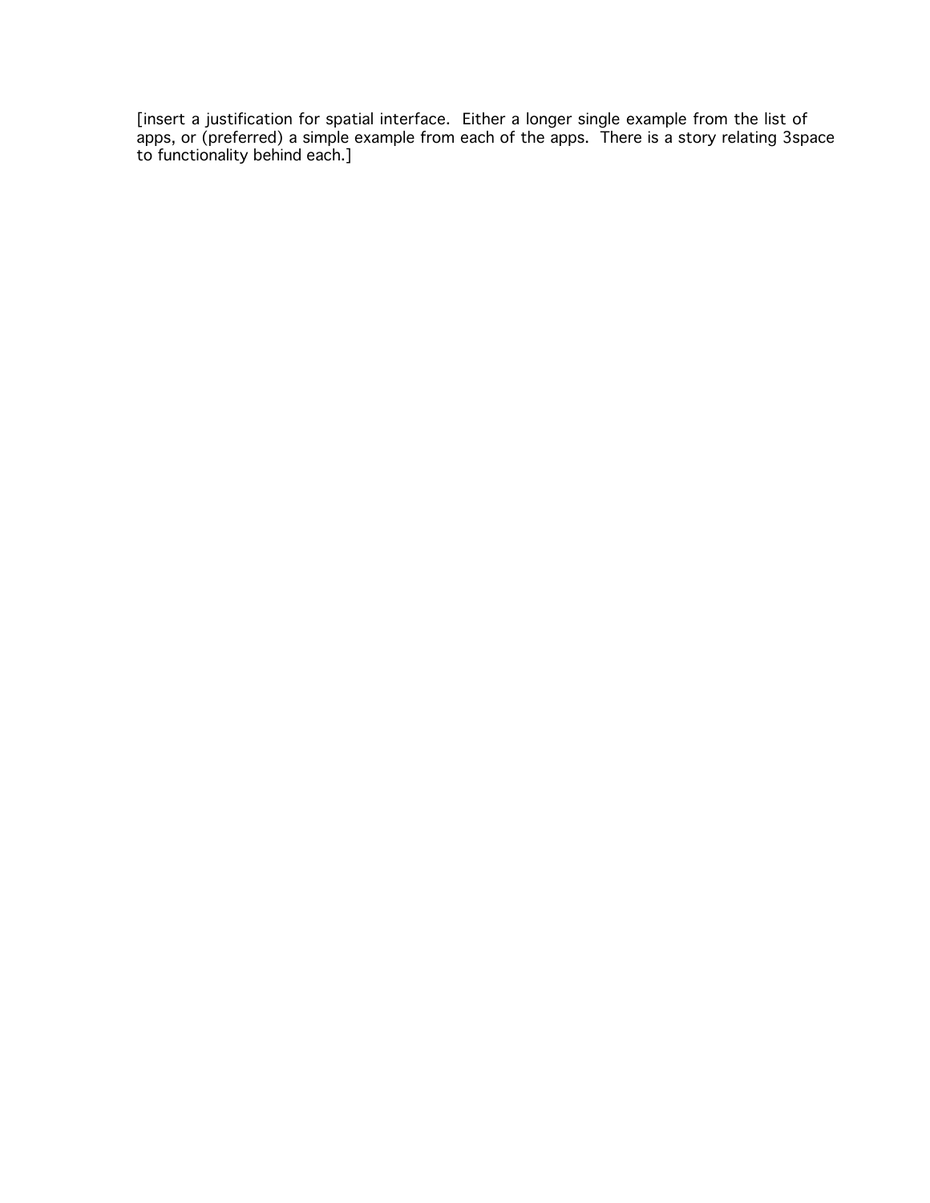[insert a justification for spatial interface.  Either a longer single example from the list of apps, or (preferred) a simple example from each of the apps.  There is a story relating 3space to functionality behind each.]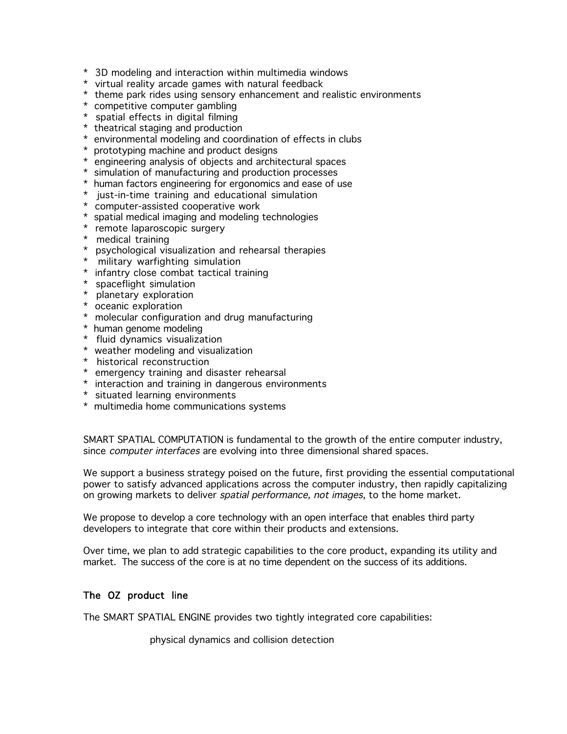* 3D modeling and interaction within multimedia windows
* virtual reality arcade games with natural feedback
* theme park rides using sensory enhancement and realistic environments
* competitive computer gambling
* spatial effects in digital filming
* theatrical staging and production
* environmental modeling and coordination of effects in clubs
* prototyping machine and product designs
* engineering analysis of objects and architectural spaces
* simulation of manufacturing and production processes
* human factors engineering for ergonomics and ease of use
* just-in-time training and educational simulation
* computer-assisted cooperative work
* spatial medical imaging and modeling technologies
* remote laparoscopic surgery
* medical training
* psychological visualization and rehearsal therapies
* military warfighting simulation
* infantry close combat tactical training
* spaceflight simulation
* planetary exploration
* oceanic exploration
* molecular configuration and drug manufacturing
* human genome modeling
* fluid dynamics visualization
* weather modeling and visualization
* historical reconstruction
* emergency training and disaster rehearsal
* interaction and training in dangerous environments
* situated learning environments
* multimedia home communications systems

SMART SPATIAL COMPUTATION is fundamental to the growth of the entire computer industry, since *computer interfaces* are evolving into three dimensional shared spaces.

We support a business strategy poised on the future, first providing the essential computational power to satisfy advanced applications across the computer industry, then rapidly capitalizing on growing markets to deliver *spatial performance, not images*, to the home market.

We propose to develop a core technology with an open interface that enables third party developers to integrate that core within their products and extensions.

Over time, we plan to add strategic capabilities to the core product, expanding its utility and market. The success of the core is at no time dependent on the success of its additions.

## The OZ product line

The SMART SPATIAL ENGINE provides two tightly integrated core capabilities:

physical dynamics and collision detection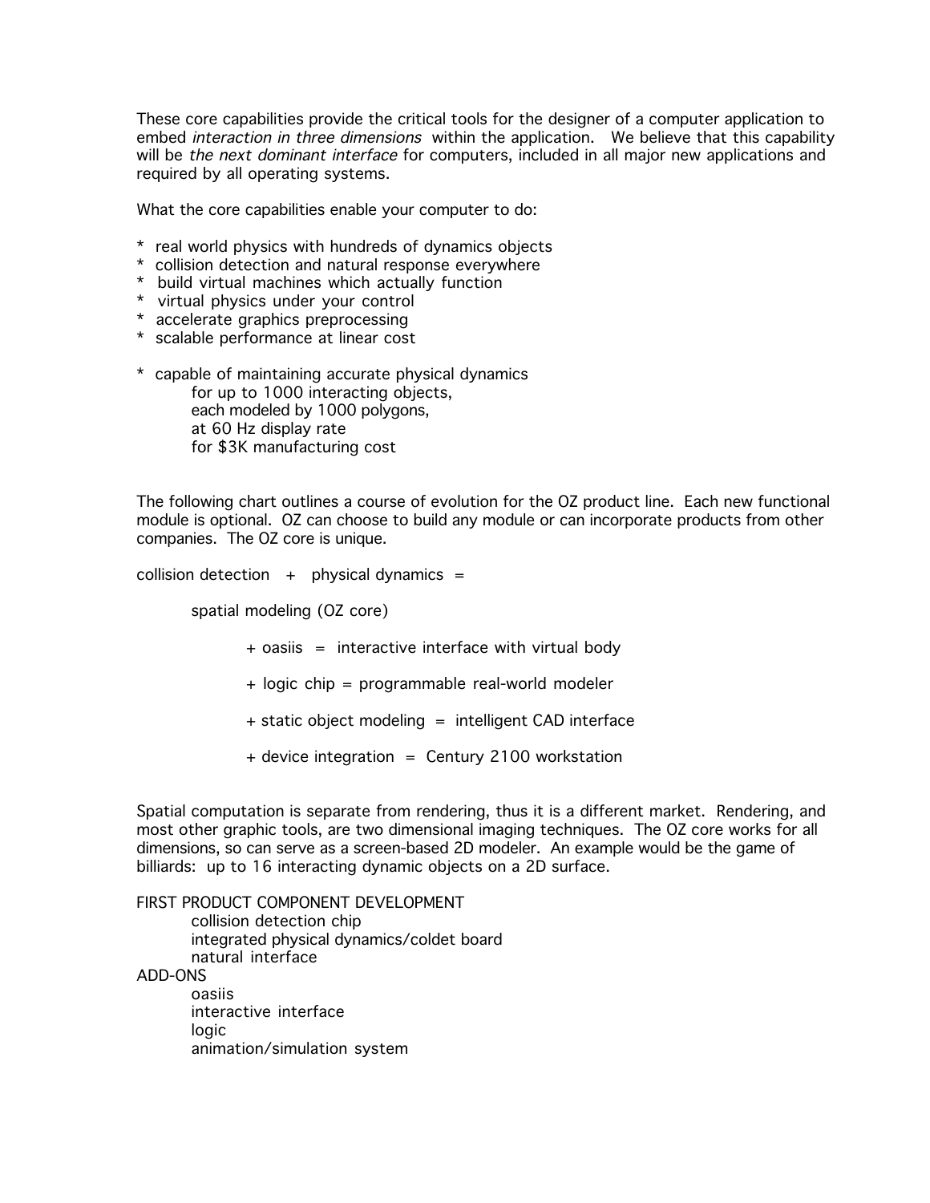These core capabilities provide the critical tools for the designer of a computer application to embed *interaction in three dimensions* within the application. We believe that this capability will be *the next dominant interface* for computers, included in all major new applications and required by all operating systems.

What the core capabilities enable your computer to do:

* real world physics with hundreds of dynamics objects
* collision detection and natural response everywhere
* build virtual machines which actually function
* virtual physics under your control
* accelerate graphics preprocessing
* scalable performance at linear cost

* capable of maintaining accurate physical dynamics
  for up to 1000 interacting objects,
  each modeled by 1000 polygons,
  at 60 Hz display rate
  for $3K manufacturing cost

The following chart outlines a course of evolution for the OZ product line. Each new functional module is optional. OZ can choose to build any module or can incorporate products from other companies. The OZ core is unique.

collision detection + physical dynamics =

spatial modeling (OZ core)

+ oasiis = interactive interface with virtual body

+ logic chip = programmable real-world modeler

+ static object modeling = intelligent CAD interface

+ device integration = Century 2100 workstation

Spatial computation is separate from rendering, thus it is a different market. Rendering, and most other graphic tools, are two dimensional imaging techniques. The OZ core works for all dimensions, so can serve as a screen-based 2D modeler. An example would be the game of billiards: up to 16 interacting dynamic objects on a 2D surface.

FIRST PRODUCT COMPONENT DEVELOPMENT
- collision detection chip
- integrated physical dynamics/coldet board
- natural interface

ADD-ONS
- oasiis
- interactive interface
- logic
- animation/simulation system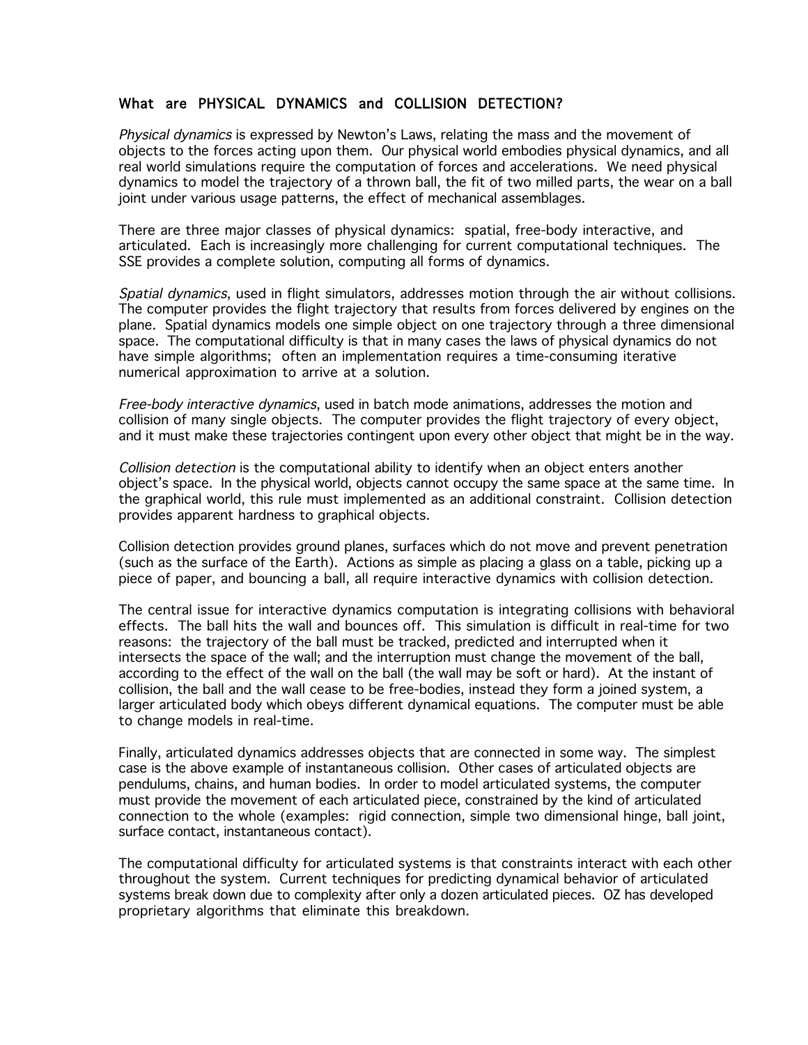## What are PHYSICAL DYNAMICS and COLLISION DETECTION?

*Physical dynamics* is expressed by Newton's Laws, relating the mass and the movement of objects to the forces acting upon them. Our physical world embodies physical dynamics, and all real world simulations require the computation of forces and accelerations. We need physical dynamics to model the trajectory of a thrown ball, the fit of two milled parts, the wear on a ball joint under various usage patterns, the effect of mechanical assemblages.

There are three major classes of physical dynamics: spatial, free-body interactive, and articulated. Each is increasingly more challenging for current computational techniques. The SSE provides a complete solution, computing all forms of dynamics.

*Spatial dynamics*, used in flight simulators, addresses motion through the air without collisions. The computer provides the flight trajectory that results from forces delivered by engines on the plane. Spatial dynamics models one simple object on one trajectory through a three dimensional space. The computational difficulty is that in many cases the laws of physical dynamics do not have simple algorithms; often an implementation requires a time-consuming iterative numerical approximation to arrive at a solution.

*Free-body interactive dynamics*, used in batch mode animations, addresses the motion and collision of many single objects. The computer provides the flight trajectory of every object, and it must make these trajectories contingent upon every other object that might be in the way.

*Collision detection* is the computational ability to identify when an object enters another object's space. In the physical world, objects cannot occupy the same space at the same time. In the graphical world, this rule must implemented as an additional constraint. Collision detection provides apparent hardness to graphical objects.

Collision detection provides ground planes, surfaces which do not move and prevent penetration (such as the surface of the Earth). Actions as simple as placing a glass on a table, picking up a piece of paper, and bouncing a ball, all require interactive dynamics with collision detection.

The central issue for interactive dynamics computation is integrating collisions with behavioral effects. The ball hits the wall and bounces off. This simulation is difficult in real-time for two reasons: the trajectory of the ball must be tracked, predicted and interrupted when it intersects the space of the wall; and the interruption must change the movement of the ball, according to the effect of the wall on the ball (the wall may be soft or hard). At the instant of collision, the ball and the wall cease to be free-bodies, instead they form a joined system, a larger articulated body which obeys different dynamical equations. The computer must be able to change models in real-time.

Finally, articulated dynamics addresses objects that are connected in some way. The simplest case is the above example of instantaneous collision. Other cases of articulated objects are pendulums, chains, and human bodies. In order to model articulated systems, the computer must provide the movement of each articulated piece, constrained by the kind of articulated connection to the whole (examples: rigid connection, simple two dimensional hinge, ball joint, surface contact, instantaneous contact).

The computational difficulty for articulated systems is that constraints interact with each other throughout the system. Current techniques for predicting dynamical behavior of articulated systems break down due to complexity after only a dozen articulated pieces. OZ has developed proprietary algorithms that eliminate this breakdown.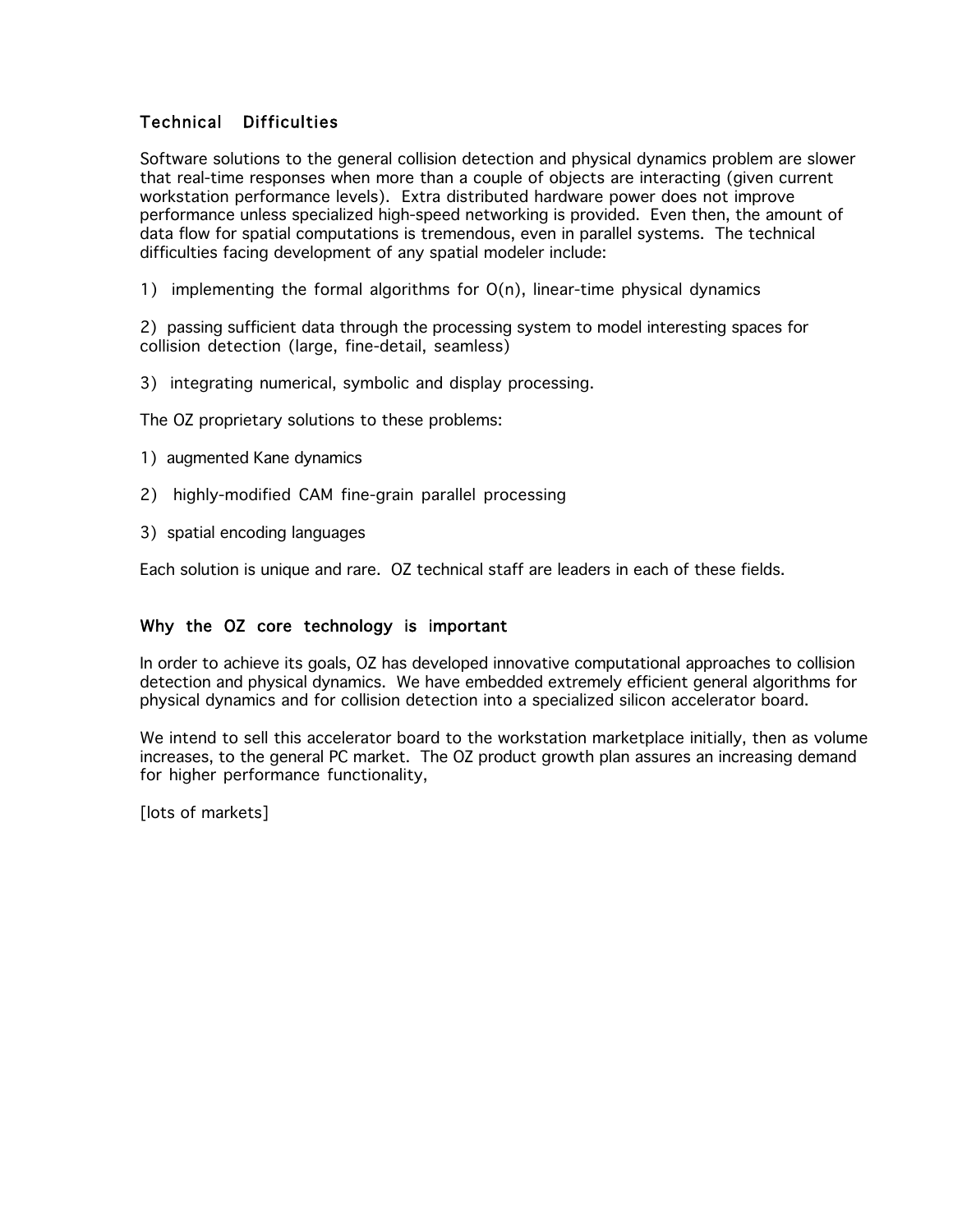## Technical Difficulties

Software solutions to the general collision detection and physical dynamics problem are slower that real-time responses when more than a couple of objects are interacting (given current workstation performance levels). Extra distributed hardware power does not improve performance unless specialized high-speed networking is provided. Even then, the amount of data flow for spatial computations is tremendous, even in parallel systems. The technical difficulties facing development of any spatial modeler include:

1) implementing the formal algorithms for O(n), linear-time physical dynamics

2) passing sufficient data through the processing system to model interesting spaces for collision detection (large, fine-detail, seamless)

3) integrating numerical, symbolic and display processing.

The OZ proprietary solutions to these problems:

1) augmented Kane dynamics

2) highly-modified CAM fine-grain parallel processing

3) spatial encoding languages

Each solution is unique and rare. OZ technical staff are leaders in each of these fields.

## Why the OZ core technology is important

In order to achieve its goals, OZ has developed innovative computational approaches to collision detection and physical dynamics. We have embedded extremely efficient general algorithms for physical dynamics and for collision detection into a specialized silicon accelerator board.

We intend to sell this accelerator board to the workstation marketplace initially, then as volume increases, to the general PC market. The OZ product growth plan assures an increasing demand for higher performance functionality,

[lots of markets]